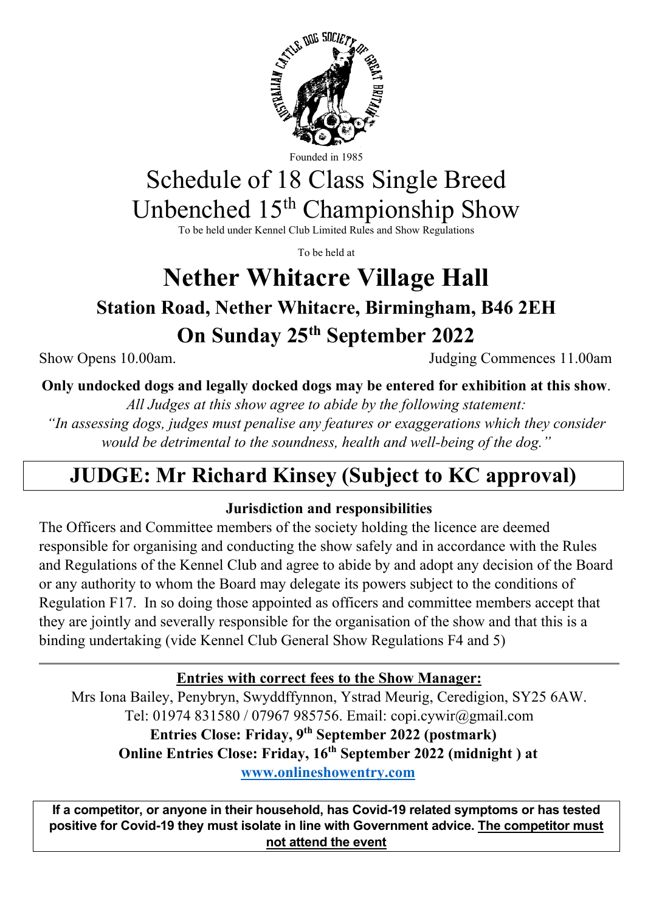Founded in 1985

# Schedule of 18 Class Single Breed Unbenched 15th Championship Show

To be held under Kennel Club Limited Rules and Show Regulations

To be held at

# Nether Whitacre Village Hall

## Station Road, Nether Whitacre, Birmingham, B46 2EH

## On Sunday 25th September 2022

Show Opens 10.00am. Judging Commences 11.00am

**Only undocked dogs and legally docked dogs may be entered for exhibition at this show**.

*All Judges at this show agree to abide by the following statement:*

*"In assessing dogs, judges must penalise any features or exaggerations which they consider would be detrimental to the soundness, health and well-being of the dog."*

## JUDGE: Mr Richard Kinsey (Subject to KC approval)

### Jurisdiction and responsibilities

The Officers and Committee members of the society holding the licence are deemed responsible for organising and conducting the show safely and in accordance with the Rules and Regulations of the Kennel Club and agree to abide by and adopt any decision of the Board or any authority to whom the Board may delegate its powers subject to the conditions of Regulation F17. In so doing those appointed as officers and committee members accept that they are jointly and severally responsible for the organisation of the show and that this is a binding undertaking (vide Kennel Club General Show Regulations F4 and 5)

---

**Entries with correct fees to the Show Manager:**

Mrs Iona Bailey, Penybryn, Swyddffynnon, Ystrad Meurig, Ceredigion, SY25 6AW.
Tel: 01974 831580 / 07967 985756. Email: copi.cywir@gmail.com

**Entries Close: Friday, 9th September 2022 (postmark)**

**Online Entries Close: Friday, 16th September 2022 (midnight ) at**

**www.onlineshowentry.com**

**If a competitor, or anyone in their household, has Covid-19 related symptoms or has tested positive for Covid-19 they must isolate in line with Government advice. The competitor must not attend the event**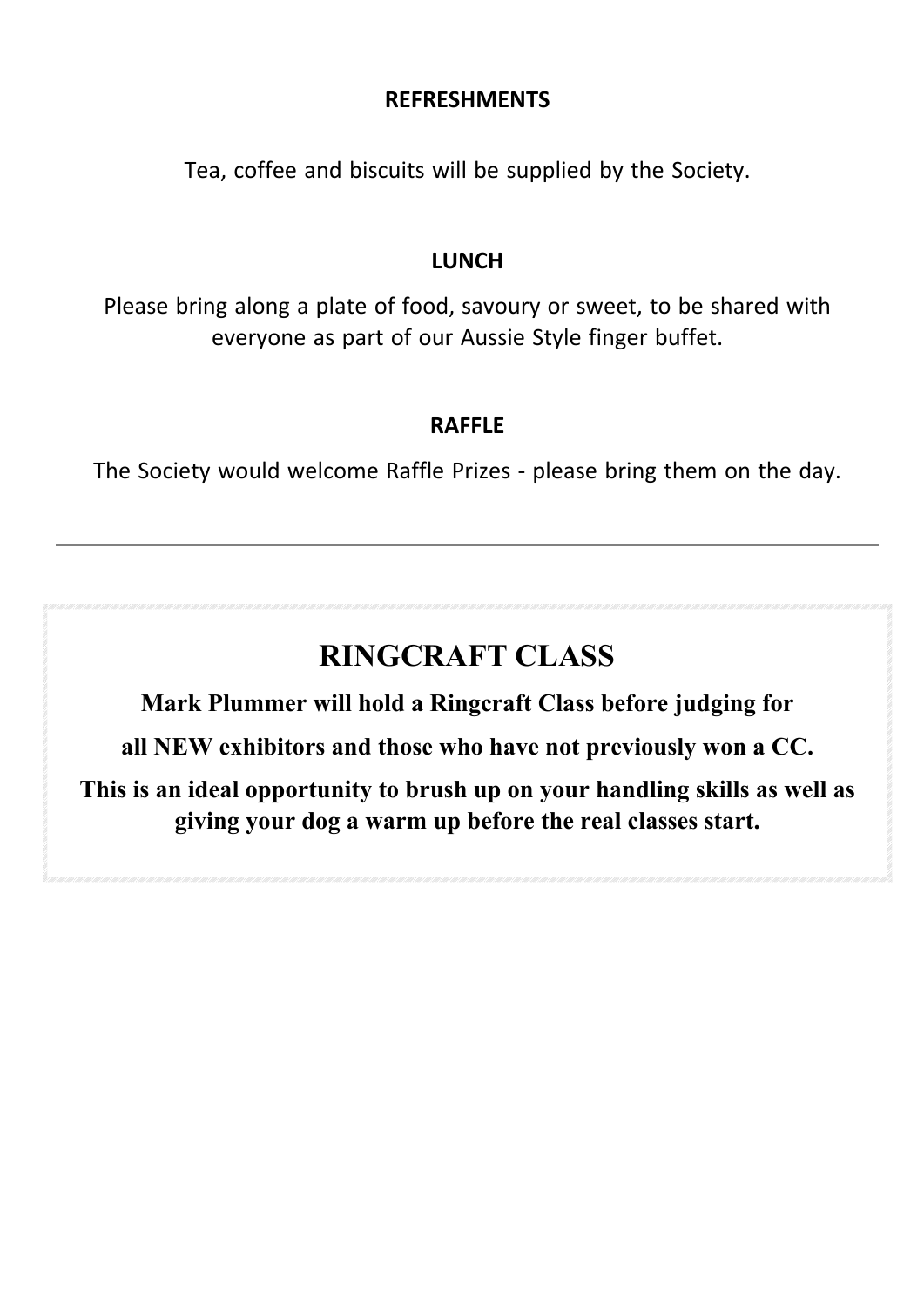**REFRESHMENTS**

Tea, coffee and biscuits will be supplied by the Society.

**LUNCH**

Please bring along a plate of food, savoury or sweet, to be shared with everyone as part of our Aussie Style finger buffet.

**RAFFLE**

The Society would welcome Raffle Prizes - please bring them on the day.

---

## RINGCRAFT CLASS

**Mark Plummer will hold a Ringcraft Class before judging for all NEW exhibitors and those who have not previously won a CC.**

**This is an ideal opportunity to brush up on your handling skills as well as giving your dog a warm up before the real classes start.**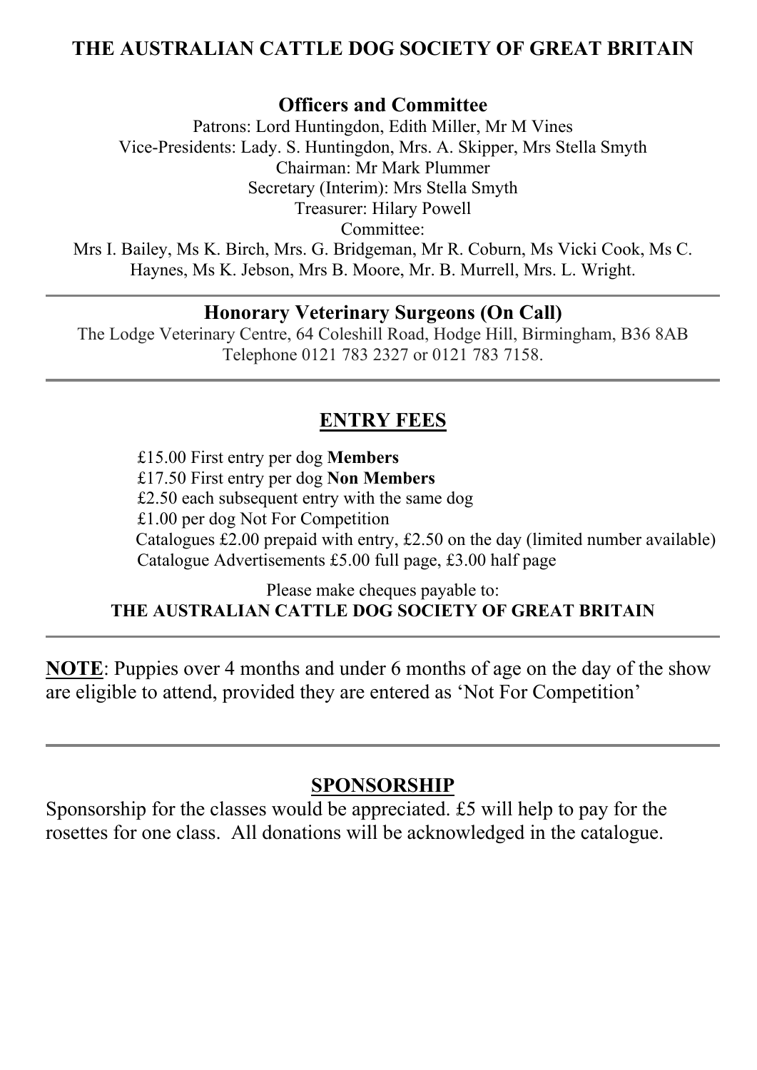# THE AUSTRALIAN CATTLE DOG SOCIETY OF GREAT BRITAIN

## Officers and Committee

Patrons: Lord Huntingdon, Edith Miller, Mr M Vines
Vice-Presidents: Lady. S. Huntingdon, Mrs. A. Skipper, Mrs Stella Smyth
Chairman: Mr Mark Plummer
Secretary (Interim): Mrs Stella Smyth
Treasurer: Hilary Powell
Committee:
Mrs I. Bailey, Ms K. Birch, Mrs. G. Bridgeman, Mr R. Coburn, Ms Vicki Cook, Ms C. Haynes, Ms K. Jebson, Mrs B. Moore, Mr. B. Murrell, Mrs. L. Wright.

---

## Honorary Veterinary Surgeons (On Call)

The Lodge Veterinary Centre, 64 Coleshill Road, Hodge Hill, Birmingham, B36 8AB
Telephone 0121 783 2327 or 0121 783 7158.

---

## ENTRY FEES

£15.00 First entry per dog **Members**
£17.50 First entry per dog **Non Members**
£2.50 each subsequent entry with the same dog
£1.00 per dog Not For Competition
Catalogues £2.00 prepaid with entry, £2.50 on the day (limited number available)
Catalogue Advertisements £5.00 full page, £3.00 half page

Please make cheques payable to:
**THE AUSTRALIAN CATTLE DOG SOCIETY OF GREAT BRITAIN**

---

**NOTE**: Puppies over 4 months and under 6 months of age on the day of the show are eligible to attend, provided they are entered as 'Not For Competition'

---

## SPONSORSHIP

Sponsorship for the classes would be appreciated. £5 will help to pay for the rosettes for one class. All donations will be acknowledged in the catalogue.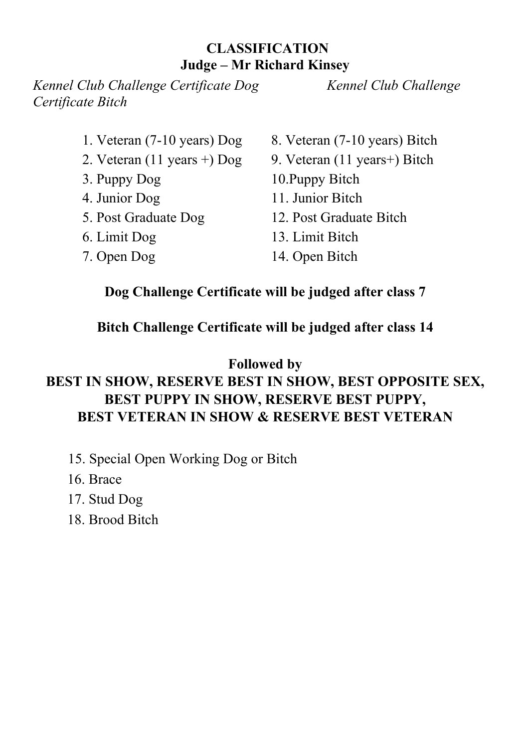**CLASSIFICATION**
**Judge – Mr Richard Kinsey**

*Kennel Club Challenge Certificate Dog*

*Kennel Club Challenge Certificate Bitch*

1. Veteran (7-10 years) Dog
2. Veteran (11 years +) Dog
3. Puppy Dog
4. Junior Dog
5. Post Graduate Dog
6. Limit Dog
7. Open Dog

8. Veteran (7-10 years) Bitch
9. Veteran (11 years+) Bitch
10. Puppy Bitch
11. Junior Bitch
12. Post Graduate Bitch
13. Limit Bitch
14. Open Bitch

**Dog Challenge Certificate will be judged after class 7**

**Bitch Challenge Certificate will be judged after class 14**

**Followed by**
**BEST IN SHOW, RESERVE BEST IN SHOW, BEST OPPOSITE SEX, BEST PUPPY IN SHOW, RESERVE BEST PUPPY, BEST VETERAN IN SHOW & RESERVE BEST VETERAN**

15. Special Open Working Dog or Bitch
16. Brace
17. Stud Dog
18. Brood Bitch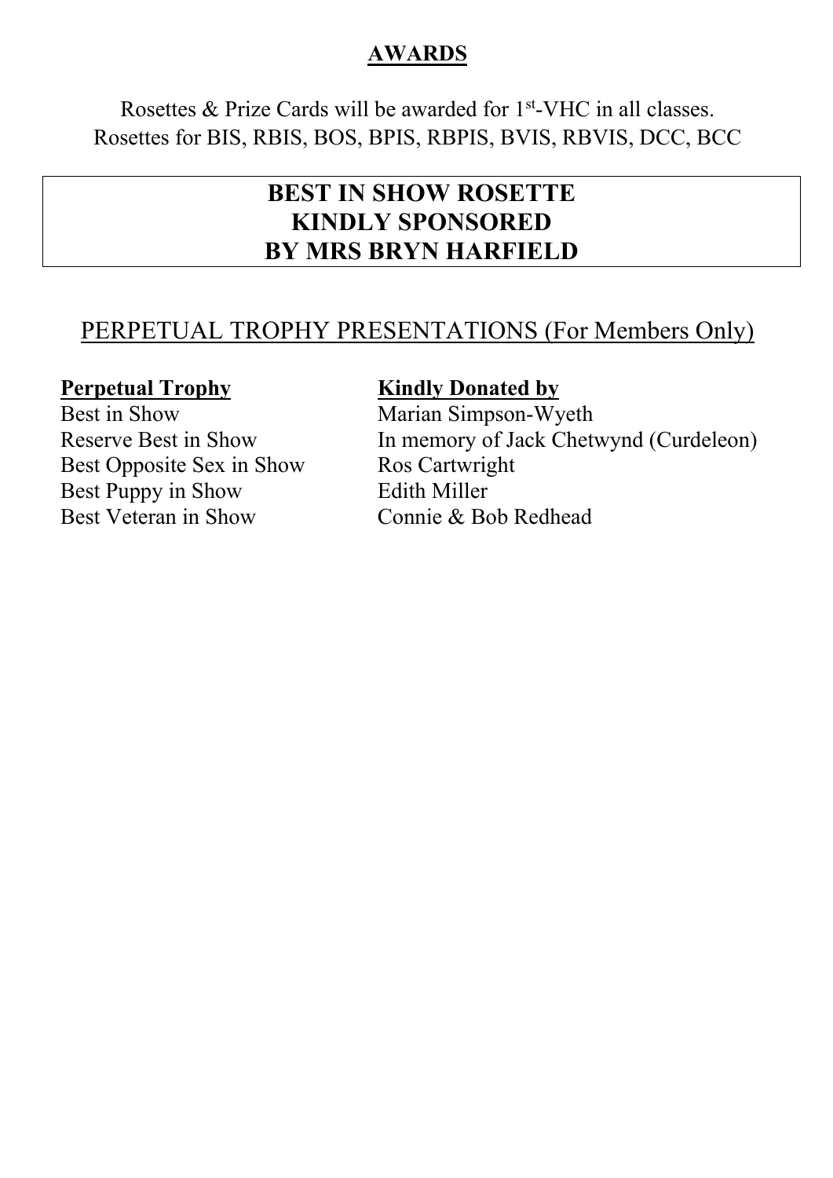## AWARDS

Rosettes & Prize Cards will be awarded for 1st-VHC in all classes.
Rosettes for BIS, RBIS, BOS, BPIS, RBPIS, BVIS, RBVIS, DCC, BCC

**BEST IN SHOW ROSETTE KINDLY SPONSORED BY MRS BRYN HARFIELD**

## PERPETUAL TROPHY PRESENTATIONS (For Members Only)

| Perpetual Trophy | Kindly Donated by |
| --- | --- |
| Best in Show | Marian Simpson-Wyeth |
| Reserve Best in Show | In memory of Jack Chetwynd (Curdeleon) |
| Best Opposite Sex in Show | Ros Cartwright |
| Best Puppy in Show | Edith Miller |
| Best Veteran in Show | Connie & Bob Redhead |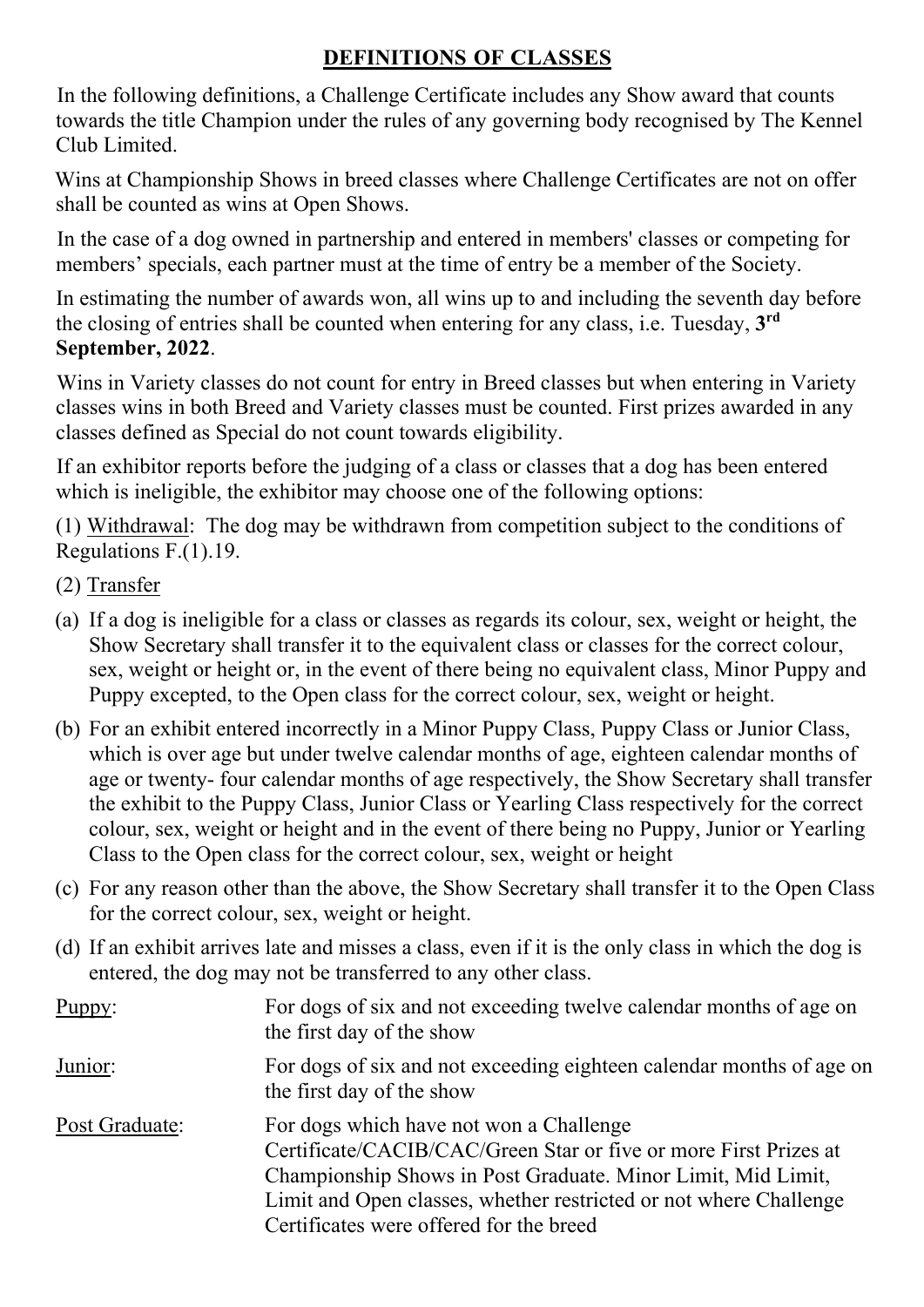## DEFINITIONS OF CLASSES

In the following definitions, a Challenge Certificate includes any Show award that counts towards the title Champion under the rules of any governing body recognised by The Kennel Club Limited.

Wins at Championship Shows in breed classes where Challenge Certificates are not on offer shall be counted as wins at Open Shows.

In the case of a dog owned in partnership and entered in members' classes or competing for members' specials, each partner must at the time of entry be a member of the Society.

In estimating the number of awards won, all wins up to and including the seventh day before the closing of entries shall be counted when entering for any class, i.e. Tuesday, **3rd September, 2022**.

Wins in Variety classes do not count for entry in Breed classes but when entering in Variety classes wins in both Breed and Variety classes must be counted. First prizes awarded in any classes defined as Special do not count towards eligibility.

If an exhibitor reports before the judging of a class or classes that a dog has been entered which is ineligible, the exhibitor may choose one of the following options:

(1) Withdrawal: The dog may be withdrawn from competition subject to the conditions of Regulations F.(1).19.

(2) Transfer

(a) If a dog is ineligible for a class or classes as regards its colour, sex, weight or height, the Show Secretary shall transfer it to the equivalent class or classes for the correct colour, sex, weight or height or, in the event of there being no equivalent class, Minor Puppy and Puppy excepted, to the Open class for the correct colour, sex, weight or height.

(b) For an exhibit entered incorrectly in a Minor Puppy Class, Puppy Class or Junior Class, which is over age but under twelve calendar months of age, eighteen calendar months of age or twenty- four calendar months of age respectively, the Show Secretary shall transfer the exhibit to the Puppy Class, Junior Class or Yearling Class respectively for the correct colour, sex, weight or height and in the event of there being no Puppy, Junior or Yearling Class to the Open class for the correct colour, sex, weight or height

(c) For any reason other than the above, the Show Secretary shall transfer it to the Open Class for the correct colour, sex, weight or height.

(d) If an exhibit arrives late and misses a class, even if it is the only class in which the dog is entered, the dog may not be transferred to any other class.

Puppy: For dogs of six and not exceeding twelve calendar months of age on the first day of the show

Junior: For dogs of six and not exceeding eighteen calendar months of age on the first day of the show

Post Graduate: For dogs which have not won a Challenge Certificate/CACIB/CAC/Green Star or five or more First Prizes at Championship Shows in Post Graduate. Minor Limit, Mid Limit, Limit and Open classes, whether restricted or not where Challenge Certificates were offered for the breed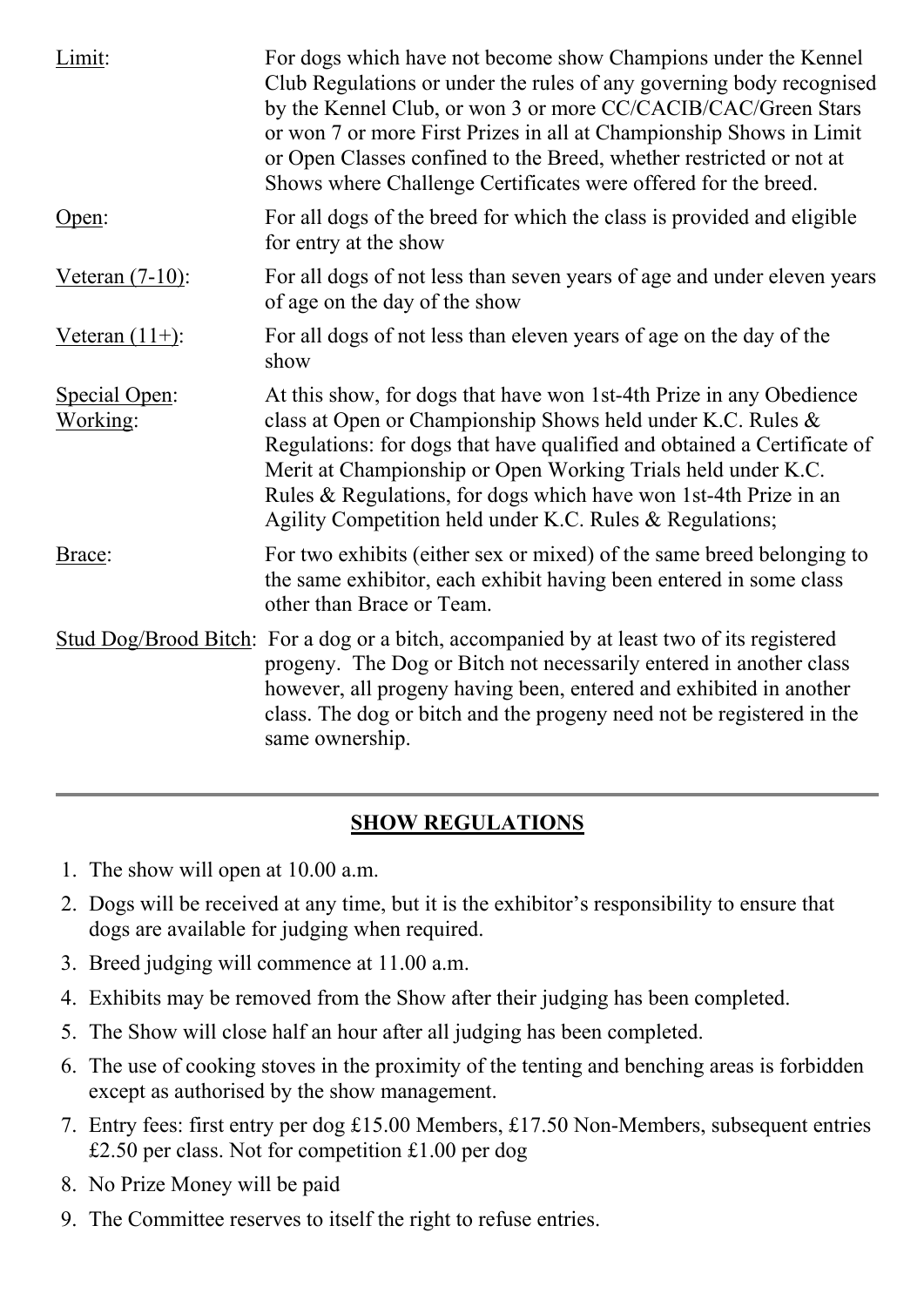Limit: For dogs which have not become show Champions under the Kennel Club Regulations or under the rules of any governing body recognised by the Kennel Club, or won 3 or more CC/CACIB/CAC/Green Stars or won 7 or more First Prizes in all at Championship Shows in Limit or Open Classes confined to the Breed, whether restricted or not at Shows where Challenge Certificates were offered for the breed.

Open: For all dogs of the breed for which the class is provided and eligible for entry at the show

Veteran (7-10): For all dogs of not less than seven years of age and under eleven years of age on the day of the show

Veteran (11+): For all dogs of not less than eleven years of age on the day of the show

Special Open: Working: At this show, for dogs that have won 1st-4th Prize in any Obedience class at Open or Championship Shows held under K.C. Rules & Regulations: for dogs that have qualified and obtained a Certificate of Merit at Championship or Open Working Trials held under K.C. Rules & Regulations, for dogs which have won 1st-4th Prize in an Agility Competition held under K.C. Rules & Regulations;

Brace: For two exhibits (either sex or mixed) of the same breed belonging to the same exhibitor, each exhibit having been entered in some class other than Brace or Team.

Stud Dog/Brood Bitch: For a dog or a bitch, accompanied by at least two of its registered progeny. The Dog or Bitch not necessarily entered in another class however, all progeny having been, entered and exhibited in another class. The dog or bitch and the progeny need not be registered in the same ownership.

---

## SHOW REGULATIONS

1. The show will open at 10.00 a.m.
2. Dogs will be received at any time, but it is the exhibitor's responsibility to ensure that dogs are available for judging when required.
3. Breed judging will commence at 11.00 a.m.
4. Exhibits may be removed from the Show after their judging has been completed.
5. The Show will close half an hour after all judging has been completed.
6. The use of cooking stoves in the proximity of the tenting and benching areas is forbidden except as authorised by the show management.
7. Entry fees: first entry per dog £15.00 Members, £17.50 Non-Members, subsequent entries £2.50 per class. Not for competition £1.00 per dog
8. No Prize Money will be paid
9. The Committee reserves to itself the right to refuse entries.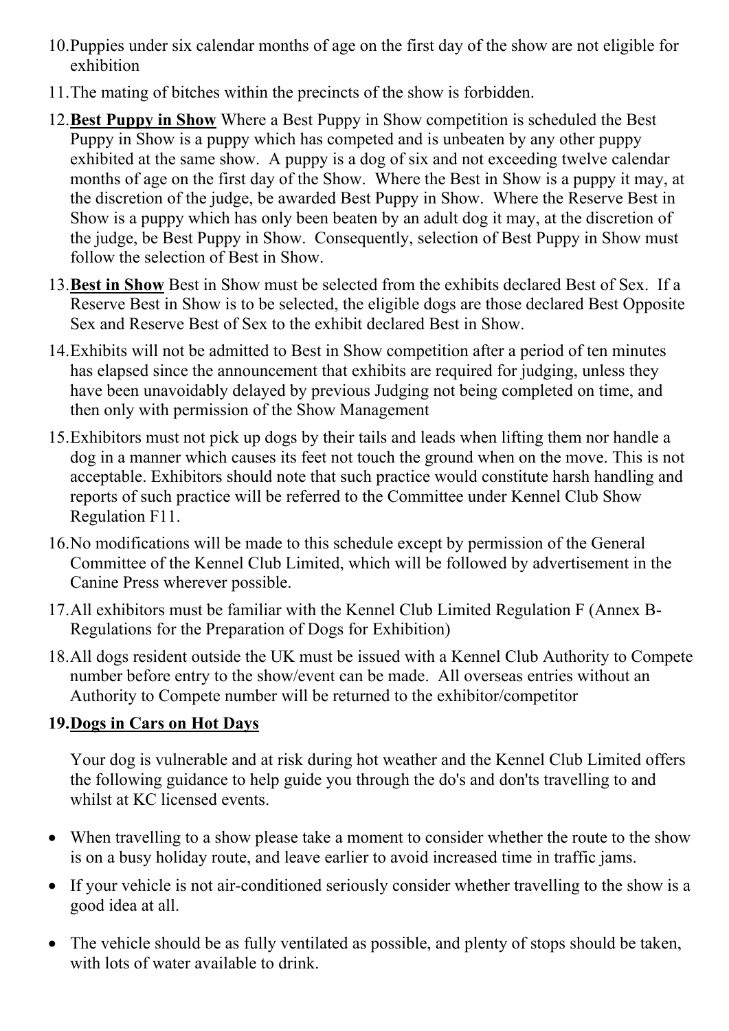10. Puppies under six calendar months of age on the first day of the show are not eligible for exhibition

11. The mating of bitches within the precincts of the show is forbidden.

12. **Best Puppy in Show** Where a Best Puppy in Show competition is scheduled the Best Puppy in Show is a puppy which has competed and is unbeaten by any other puppy exhibited at the same show. A puppy is a dog of six and not exceeding twelve calendar months of age on the first day of the Show. Where the Best in Show is a puppy it may, at the discretion of the judge, be awarded Best Puppy in Show. Where the Reserve Best in Show is a puppy which has only been beaten by an adult dog it may, at the discretion of the judge, be Best Puppy in Show. Consequently, selection of Best Puppy in Show must follow the selection of Best in Show.

13. **Best in Show** Best in Show must be selected from the exhibits declared Best of Sex. If a Reserve Best in Show is to be selected, the eligible dogs are those declared Best Opposite Sex and Reserve Best of Sex to the exhibit declared Best in Show.

14. Exhibits will not be admitted to Best in Show competition after a period of ten minutes has elapsed since the announcement that exhibits are required for judging, unless they have been unavoidably delayed by previous Judging not being completed on time, and then only with permission of the Show Management

15. Exhibitors must not pick up dogs by their tails and leads when lifting them nor handle a dog in a manner which causes its feet not touch the ground when on the move. This is not acceptable. Exhibitors should note that such practice would constitute harsh handling and reports of such practice will be referred to the Committee under Kennel Club Show Regulation F11.

16. No modifications will be made to this schedule except by permission of the General Committee of the Kennel Club Limited, which will be followed by advertisement in the Canine Press wherever possible.

17. All exhibitors must be familiar with the Kennel Club Limited Regulation F (Annex B-Regulations for the Preparation of Dogs for Exhibition)

18. All dogs resident outside the UK must be issued with a Kennel Club Authority to Compete number before entry to the show/event can be made. All overseas entries without an Authority to Compete number will be returned to the exhibitor/competitor

**19. Dogs in Cars on Hot Days**

Your dog is vulnerable and at risk during hot weather and the Kennel Club Limited offers the following guidance to help guide you through the do's and don'ts travelling to and whilst at KC licensed events.

- When travelling to a show please take a moment to consider whether the route to the show is on a busy holiday route, and leave earlier to avoid increased time in traffic jams.
- If your vehicle is not air-conditioned seriously consider whether travelling to the show is a good idea at all.
- The vehicle should be as fully ventilated as possible, and plenty of stops should be taken, with lots of water available to drink.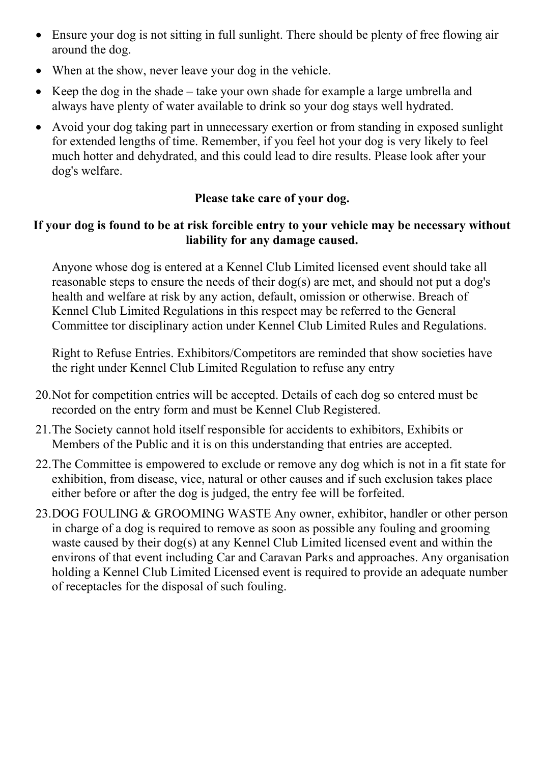- Ensure your dog is not sitting in full sunlight. There should be plenty of free flowing air around the dog.
- When at the show, never leave your dog in the vehicle.
- Keep the dog in the shade – take your own shade for example a large umbrella and always have plenty of water available to drink so your dog stays well hydrated.
- Avoid your dog taking part in unnecessary exertion or from standing in exposed sunlight for extended lengths of time. Remember, if you feel hot your dog is very likely to feel much hotter and dehydrated, and this could lead to dire results. Please look after your dog's welfare.

**Please take care of your dog.**

**If your dog is found to be at risk forcible entry to your vehicle may be necessary without liability for any damage caused.**

Anyone whose dog is entered at a Kennel Club Limited licensed event should take all reasonable steps to ensure the needs of their dog(s) are met, and should not put a dog's health and welfare at risk by any action, default, omission or otherwise. Breach of Kennel Club Limited Regulations in this respect may be referred to the General Committee tor disciplinary action under Kennel Club Limited Rules and Regulations.

Right to Refuse Entries. Exhibitors/Competitors are reminded that show societies have the right under Kennel Club Limited Regulation to refuse any entry

20. Not for competition entries will be accepted. Details of each dog so entered must be recorded on the entry form and must be Kennel Club Registered.
21. The Society cannot hold itself responsible for accidents to exhibitors, Exhibits or Members of the Public and it is on this understanding that entries are accepted.
22. The Committee is empowered to exclude or remove any dog which is not in a fit state for exhibition, from disease, vice, natural or other causes and if such exclusion takes place either before or after the dog is judged, the entry fee will be forfeited.
23. DOG FOULING & GROOMING WASTE Any owner, exhibitor, handler or other person in charge of a dog is required to remove as soon as possible any fouling and grooming waste caused by their dog(s) at any Kennel Club Limited licensed event and within the environs of that event including Car and Caravan Parks and approaches. Any organisation holding a Kennel Club Limited Licensed event is required to provide an adequate number of receptacles for the disposal of such fouling.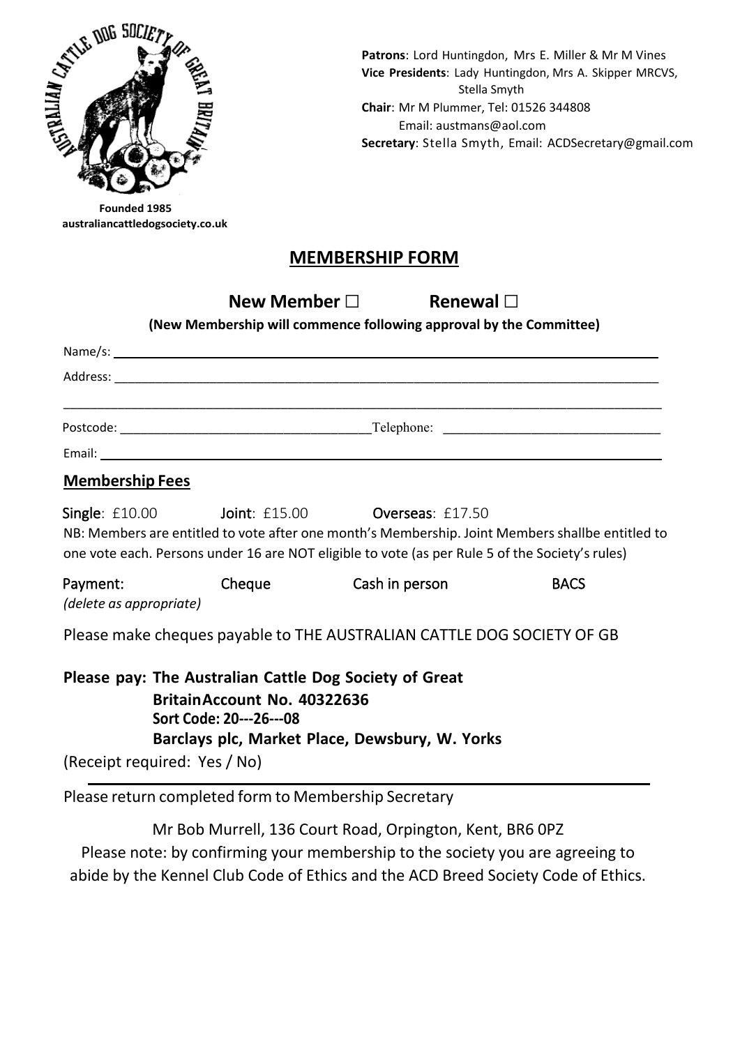Founded 1985
australiancattledogsociety.co.uk

**Patrons**: Lord Huntingdon, Mrs E. Miller & Mr M Vines
**Vice Presidents**: Lady Huntingdon, Mrs A. Skipper MRCVS, Stella Smyth
**Chair**: Mr M Plummer, Tel: 01526 344808
Email: austmans@aol.com
**Secretary**: Stella Smyth, Email: ACDSecretary@gmail.com

## MEMBERSHIP FORM

**New Member □ Renewal □**

**(New Membership will commence following approval by the Committee)**

Name/s: ______________________________________________

Address: ______________________________________________

______________________________________________

Postcode: ____________________ Telephone: ____________________

Email: ______________________________________________

### Membership Fees

**Single**: £10.00 **Joint**: £15.00 **Overseas**: £17.50

NB: Members are entitled to vote after one month's Membership. Joint Members shallbe entitled to one vote each. Persons under 16 are NOT eligible to vote (as per Rule 5 of the Society's rules)

Payment: Cheque Cash in person BACS
*(delete as appropriate)*

Please make cheques payable to THE AUSTRALIAN CATTLE DOG SOCIETY OF GB

**Please pay: The Australian Cattle Dog Society of Great BritainAccount No. 40322636**
**Sort Code: 20---26---08**
**Barclays plc, Market Place, Dewsbury, W. Yorks**

(Receipt required: Yes / No)

Please return completed form to Membership Secretary

Mr Bob Murrell, 136 Court Road, Orpington, Kent, BR6 0PZ

Please note: by confirming your membership to the society you are agreeing to abide by the Kennel Club Code of Ethics and the ACD Breed Society Code of Ethics.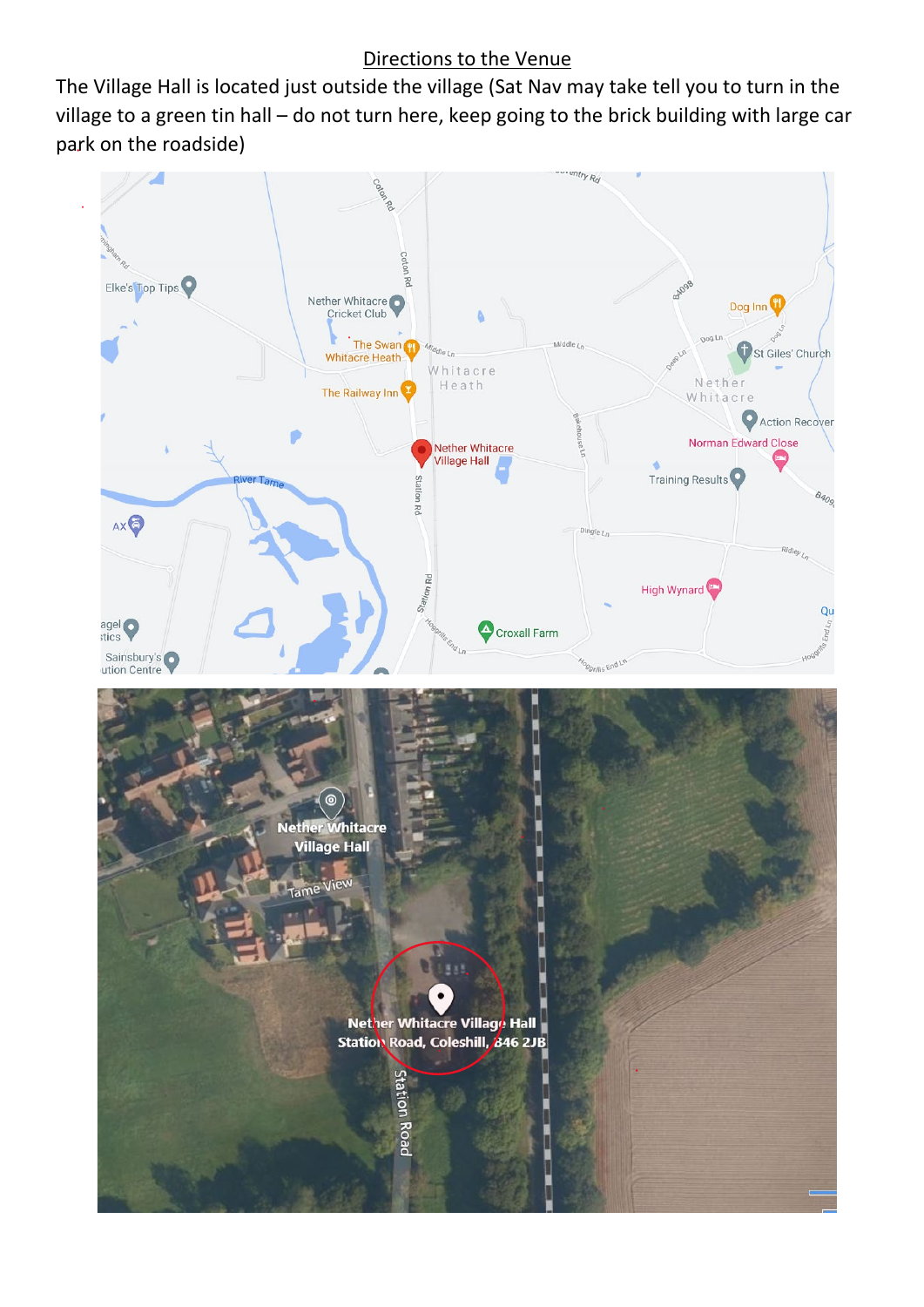## Directions to the Venue

The Village Hall is located just outside the village (Sat Nav may take tell you to turn in the village to a green tin hall – do not turn here, keep going to the brick building with large car park on the roadside)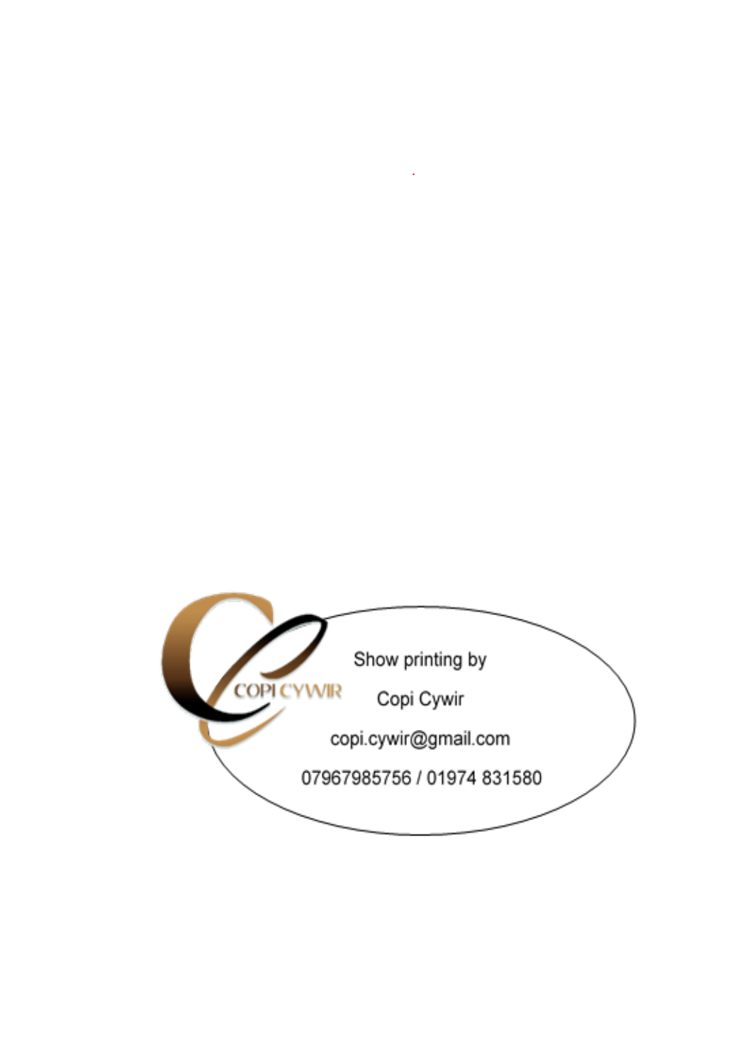COPI CYWIR

Show printing by

Copi Cywir

copi.cywir@gmail.com

07967985756 / 01974 831580